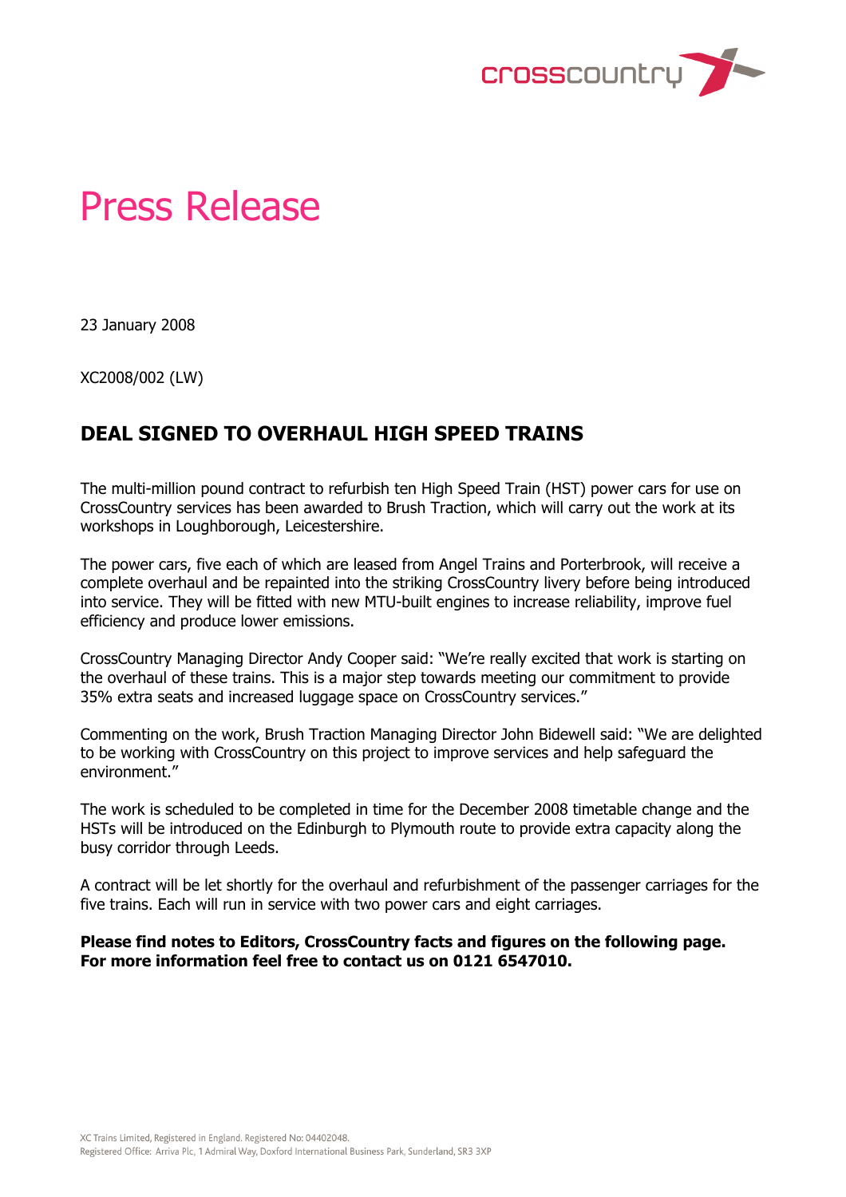crosscountry

# Press Release

23 January 2008

XC2008/002 (LW)

## DEAL SIGNED TO OVERHAUL HIGH SPEED TRAINS

The multi-million pound contract to refurbish ten High Speed Train (HST) power cars for use on CrossCountry services has been awarded to Brush Traction, which will carry out the work at its workshops in Loughborough, Leicestershire.

The power cars, five each of which are leased from Angel Trains and Porterbrook, will receive a complete overhaul and be repainted into the striking CrossCountry livery before being introduced into service. They will be fitted with new MTU-built engines to increase reliability, improve fuel efficiency and produce lower emissions.

CrossCountry Managing Director Andy Cooper said: "We're really excited that work is starting on the overhaul of these trains. This is a major step towards meeting our commitment to provide 35% extra seats and increased luggage space on CrossCountry services."

Commenting on the work, Brush Traction Managing Director John Bidewell said: "We are delighted to be working with CrossCountry on this project to improve services and help safeguard the environment."

The work is scheduled to be completed in time for the December 2008 timetable change and the HSTs will be introduced on the Edinburgh to Plymouth route to provide extra capacity along the busy corridor through Leeds.

A contract will be let shortly for the overhaul and refurbishment of the passenger carriages for the five trains. Each will run in service with two power cars and eight carriages.

**Please find notes to Editors, CrossCountry facts and figures on the following page.**
**For more information feel free to contact us on 0121 6547010.**

XC Trains Limited, Registered in England. Registered No: 04402048.
Registered Office: Arriva Plc, 1 Admiral Way, Doxford International Business Park, Sunderland, SR3 3XP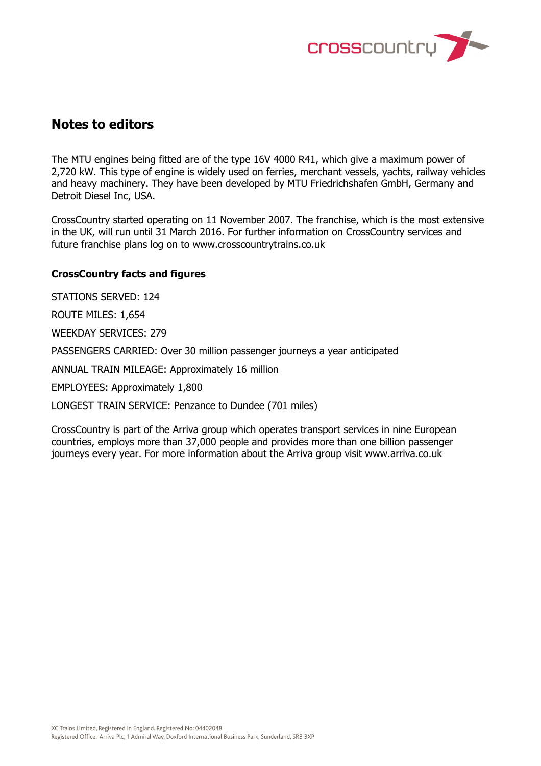## Notes to editors

The MTU engines being fitted are of the type 16V 4000 R41, which give a maximum power of 2,720 kW. This type of engine is widely used on ferries, merchant vessels, yachts, railway vehicles and heavy machinery. They have been developed by MTU Friedrichshafen GmbH, Germany and Detroit Diesel Inc, USA.

CrossCountry started operating on 11 November 2007. The franchise, which is the most extensive in the UK, will run until 31 March 2016. For further information on CrossCountry services and future franchise plans log on to www.crosscountrytrains.co.uk

### CrossCountry facts and figures

STATIONS SERVED: 124

ROUTE MILES: 1,654

WEEKDAY SERVICES: 279

PASSENGERS CARRIED: Over 30 million passenger journeys a year anticipated

ANNUAL TRAIN MILEAGE: Approximately 16 million

EMPLOYEES: Approximately 1,800

LONGEST TRAIN SERVICE: Penzance to Dundee (701 miles)

CrossCountry is part of the Arriva group which operates transport services in nine European countries, employs more than 37,000 people and provides more than one billion passenger journeys every year. For more information about the Arriva group visit www.arriva.co.uk

XC Trains Limited, Registered in England. Registered No: 04402048.
Registered Office: Arriva Plc, 1 Admiral Way, Doxford International Business Park, Sunderland, SR3 3XP